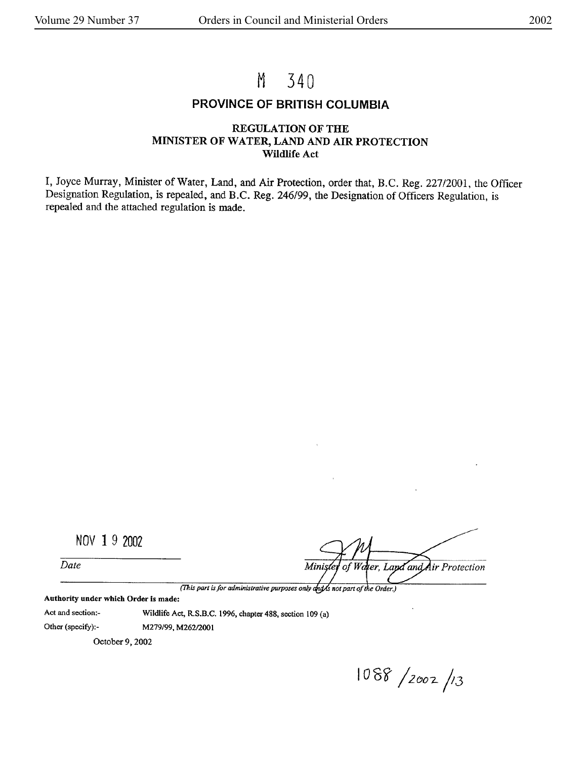# M 340

## PROVINCE OF BRITISH COLUMBIA

### REGULATION OF THE MINISTER OF WATER, LAND AND AIR PROTECTION

**Wildlife Act**

I, Joyce Murray, Minister of Water, Land, and Air Protection, order that, B.C. Reg. 227/2001, the Officer Designation Regulation, is repealed, and B.C. Reg. 246/99, the Designation of Officers Regulation, is repealed and the attached regulation is made.

NOV 1 9 2002

*Date*

*Minister of Water, Land and Air Protection*

*(This part is for administrative purposes only and is not part of the Order.)*

**Authority under which Order is made:**

Act and section:- Wildlife Act, R.S.B.C. 1996, chapter 488, section 109 (a)

Other (specify):- M279/99, M262/2001

October 9, 2002

1088 /2002 /13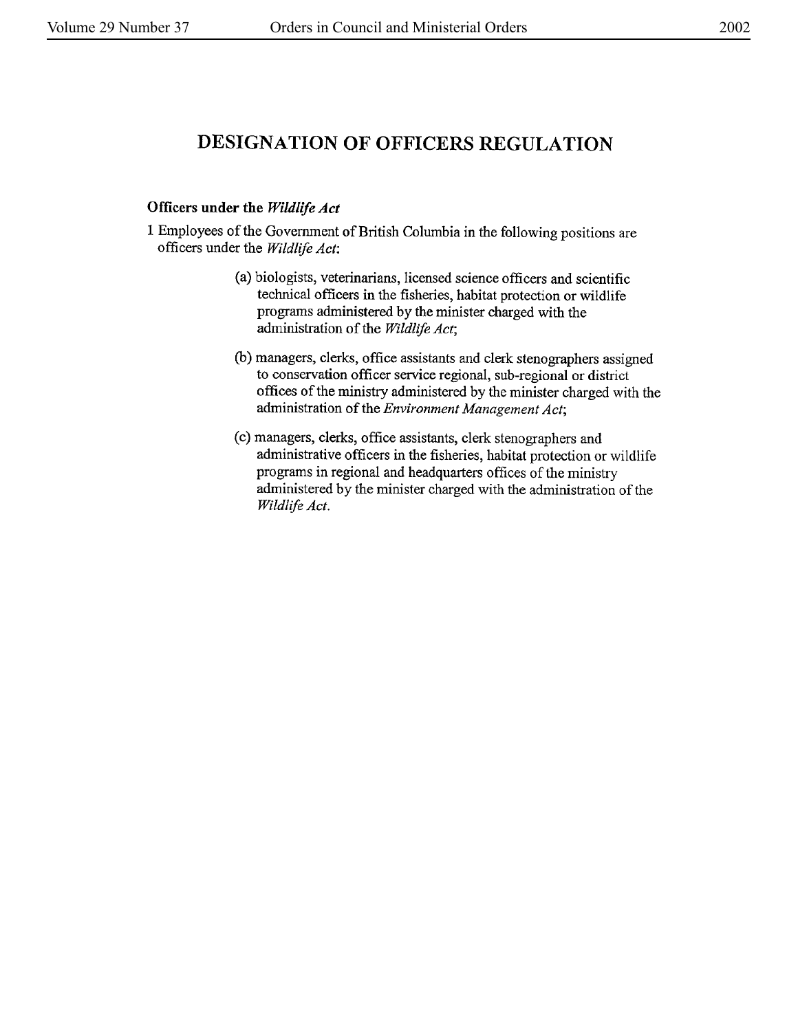# DESIGNATION OF OFFICERS REGULATION

**Officers under the *Wildlife Act***

1 Employees of the Government of British Columbia in the following positions are officers under the *Wildlife Act*:

(a) biologists, veterinarians, licensed science officers and scientific technical officers in the fisheries, habitat protection or wildlife programs administered by the minister charged with the administration of the *Wildlife Act*;

(b) managers, clerks, office assistants and clerk stenographers assigned to conservation officer service regional, sub-regional or district offices of the ministry administered by the minister charged with the administration of the *Environment Management Act*;

(c) managers, clerks, office assistants, clerk stenographers and administrative officers in the fisheries, habitat protection or wildlife programs in regional and headquarters offices of the ministry administered by the minister charged with the administration of the *Wildlife Act*.